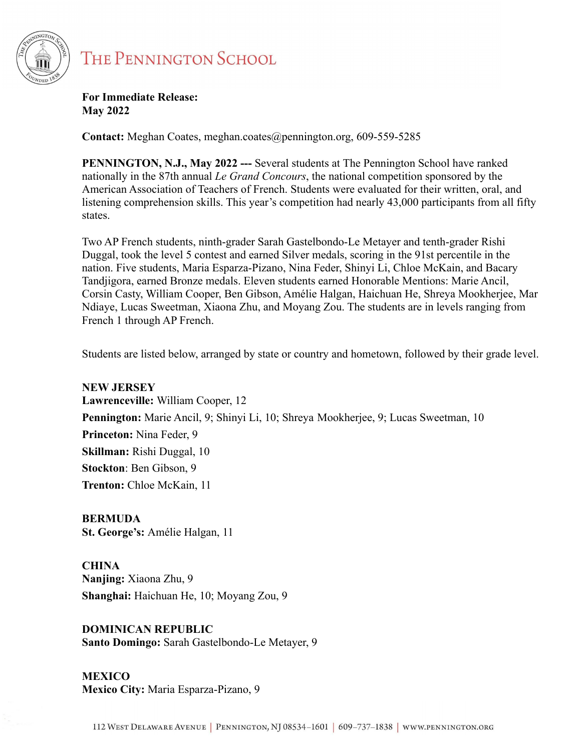# The Pennington School

**For Immediate Release:**
**May 2022**

**Contact:** Meghan Coates, meghan.coates@pennington.org, 609-559-5285

**PENNINGTON, N.J., May 2022 ---** Several students at The Pennington School have ranked nationally in the 87th annual *Le Grand Concours*, the national competition sponsored by the American Association of Teachers of French. Students were evaluated for their written, oral, and listening comprehension skills. This year's competition had nearly 43,000 participants from all fifty states.

Two AP French students, ninth-grader Sarah Gastelbondo-Le Metayer and tenth-grader Rishi Duggal, took the level 5 contest and earned Silver medals, scoring in the 91st percentile in the nation. Five students, Maria Esparza-Pizano, Nina Feder, Shinyi Li, Chloe McKain, and Bacary Tandjigora, earned Bronze medals. Eleven students earned Honorable Mentions: Marie Ancil, Corsin Casty, William Cooper, Ben Gibson, Amélie Halgan, Haichuan He, Shreya Mookherjee, Mar Ndiaye, Lucas Sweetman, Xiaona Zhu, and Moyang Zou. The students are in levels ranging from French 1 through AP French.

Students are listed below, arranged by state or country and hometown, followed by their grade level.

**NEW JERSEY**
**Lawrenceville:** William Cooper, 12
**Pennington:** Marie Ancil, 9; Shinyi Li, 10; Shreya Mookherjee, 9; Lucas Sweetman, 10
**Princeton:** Nina Feder, 9
**Skillman:** Rishi Duggal, 10
**Stockton**: Ben Gibson, 9
**Trenton:** Chloe McKain, 11

**BERMUDA**
**St. George's:** Amélie Halgan, 11

**CHINA**
**Nanjing:** Xiaona Zhu, 9
**Shanghai:** Haichuan He, 10; Moyang Zou, 9

**DOMINICAN REPUBLIC**
**Santo Domingo:** Sarah Gastelbondo-Le Metayer, 9

**MEXICO**
**Mexico City:** Maria Esparza-Pizano, 9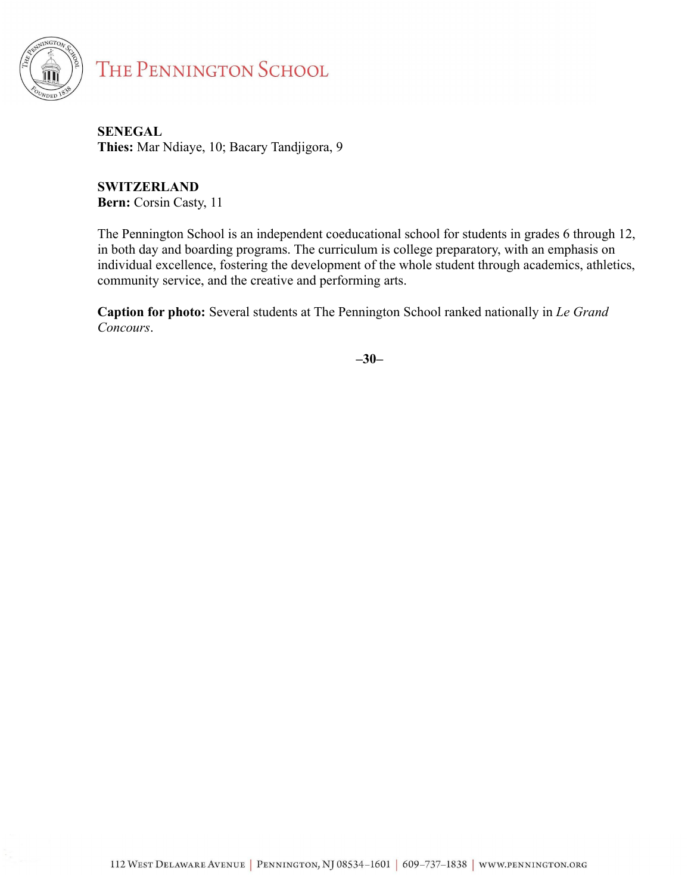**SENEGAL**
**Thies:** Mar Ndiaye, 10; Bacary Tandjigora, 9

**SWITZERLAND**
**Bern:** Corsin Casty, 11

The Pennington School is an independent coeducational school for students in grades 6 through 12, in both day and boarding programs. The curriculum is college preparatory, with an emphasis on individual excellence, fostering the development of the whole student through academics, athletics, community service, and the creative and performing arts.

**Caption for photo:** Several students at The Pennington School ranked nationally in *Le Grand Concours*.

**–30–**